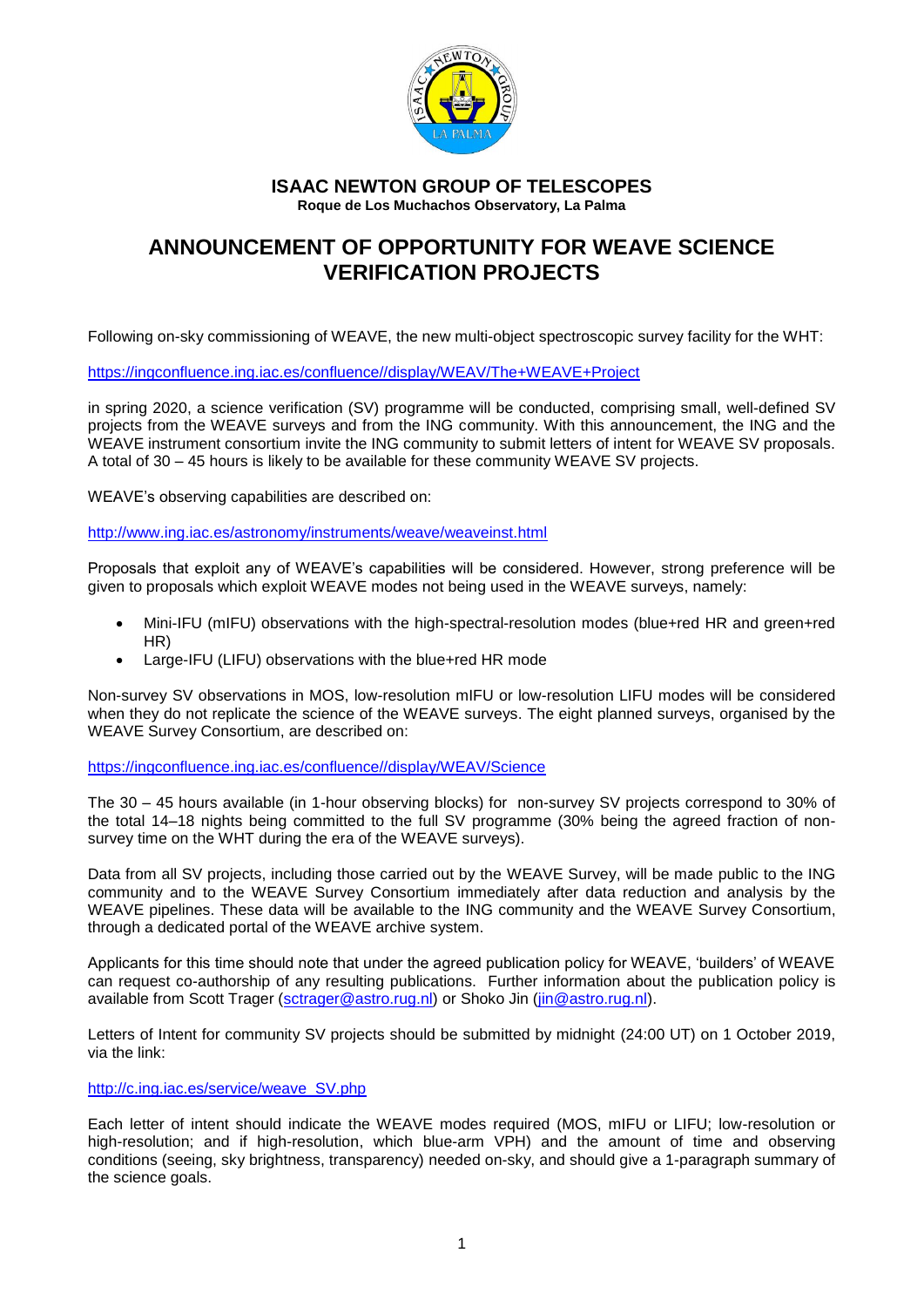# ISAAC NEWTON GROUP OF TELESCOPES

**Roque de Los Muchachos Observatory, La Palma**

# ANNOUNCEMENT OF OPPORTUNITY FOR WEAVE SCIENCE VERIFICATION PROJECTS

Following on-sky commissioning of WEAVE, the new multi-object spectroscopic survey facility for the WHT:

https://ingconfluence.ing.iac.es/confluence//display/WEAV/The+WEAVE+Project

in spring 2020, a science verification (SV) programme will be conducted, comprising small, well-defined SV projects from the WEAVE surveys and from the ING community. With this announcement, the ING and the WEAVE instrument consortium invite the ING community to submit letters of intent for WEAVE SV proposals. A total of 30 – 45 hours is likely to be available for these community WEAVE SV projects.

WEAVE's observing capabilities are described on:

http://www.ing.iac.es/astronomy/instruments/weave/weaveinst.html

Proposals that exploit any of WEAVE's capabilities will be considered. However, strong preference will be given to proposals which exploit WEAVE modes not being used in the WEAVE surveys, namely:

- Mini-IFU (mIFU) observations with the high-spectral-resolution modes (blue+red HR and green+red HR)
- Large-IFU (LIFU) observations with the blue+red HR mode

Non-survey SV observations in MOS, low-resolution mIFU or low-resolution LIFU modes will be considered when they do not replicate the science of the WEAVE surveys. The eight planned surveys, organised by the WEAVE Survey Consortium, are described on:

https://ingconfluence.ing.iac.es/confluence//display/WEAV/Science

The 30 – 45 hours available (in 1-hour observing blocks) for non-survey SV projects correspond to 30% of the total 14–18 nights being committed to the full SV programme (30% being the agreed fraction of non-survey time on the WHT during the era of the WEAVE surveys).

Data from all SV projects, including those carried out by the WEAVE Survey, will be made public to the ING community and to the WEAVE Survey Consortium immediately after data reduction and analysis by the WEAVE pipelines. These data will be available to the ING community and the WEAVE Survey Consortium, through a dedicated portal of the WEAVE archive system.

Applicants for this time should note that under the agreed publication policy for WEAVE, 'builders' of WEAVE can request co-authorship of any resulting publications. Further information about the publication policy is available from Scott Trager (sctrager@astro.rug.nl) or Shoko Jin (jin@astro.rug.nl).

Letters of Intent for community SV projects should be submitted by midnight (24:00 UT) on 1 October 2019, via the link:

http://c.ing.iac.es/service/weave_SV.php

Each letter of intent should indicate the WEAVE modes required (MOS, mIFU or LIFU; low-resolution or high-resolution; and if high-resolution, which blue-arm VPH) and the amount of time and observing conditions (seeing, sky brightness, transparency) needed on-sky, and should give a 1-paragraph summary of the science goals.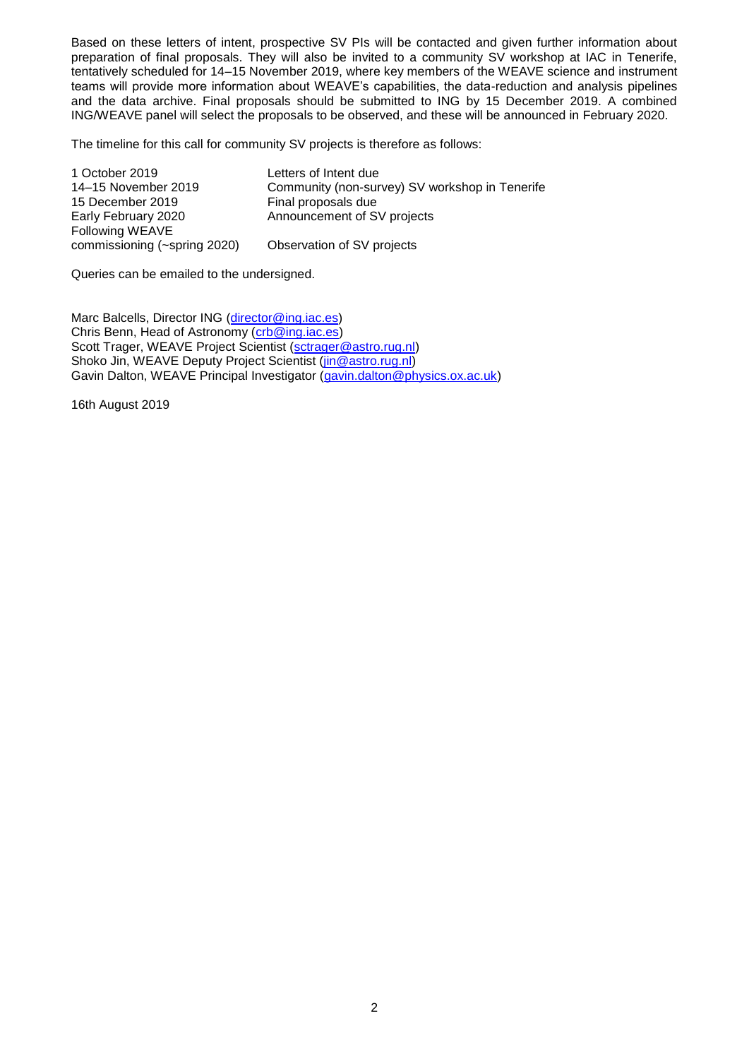Based on these letters of intent, prospective SV PIs will be contacted and given further information about preparation of final proposals. They will also be invited to a community SV workshop at IAC in Tenerife, tentatively scheduled for 14–15 November 2019, where key members of the WEAVE science and instrument teams will provide more information about WEAVE's capabilities, the data-reduction and analysis pipelines and the data archive. Final proposals should be submitted to ING by 15 December 2019. A combined ING/WEAVE panel will select the proposals to be observed, and these will be announced in February 2020.

The timeline for this call for community SV projects is therefore as follows:

| | |
|---|---|
| 1 October 2019 | Letters of Intent due |
| 14–15 November 2019 | Community (non-survey) SV workshop in Tenerife |
| 15 December 2019 | Final proposals due |
| Early February 2020 | Announcement of SV projects |
| Following WEAVE commissioning (~spring 2020) | Observation of SV projects |

Queries can be emailed to the undersigned.

Marc Balcells, Director ING (director@ing.iac.es)
Chris Benn, Head of Astronomy (crb@ing.iac.es)
Scott Trager, WEAVE Project Scientist (sctrager@astro.rug.nl)
Shoko Jin, WEAVE Deputy Project Scientist (jin@astro.rug.nl)
Gavin Dalton, WEAVE Principal Investigator (gavin.dalton@physics.ox.ac.uk)

16th August 2019